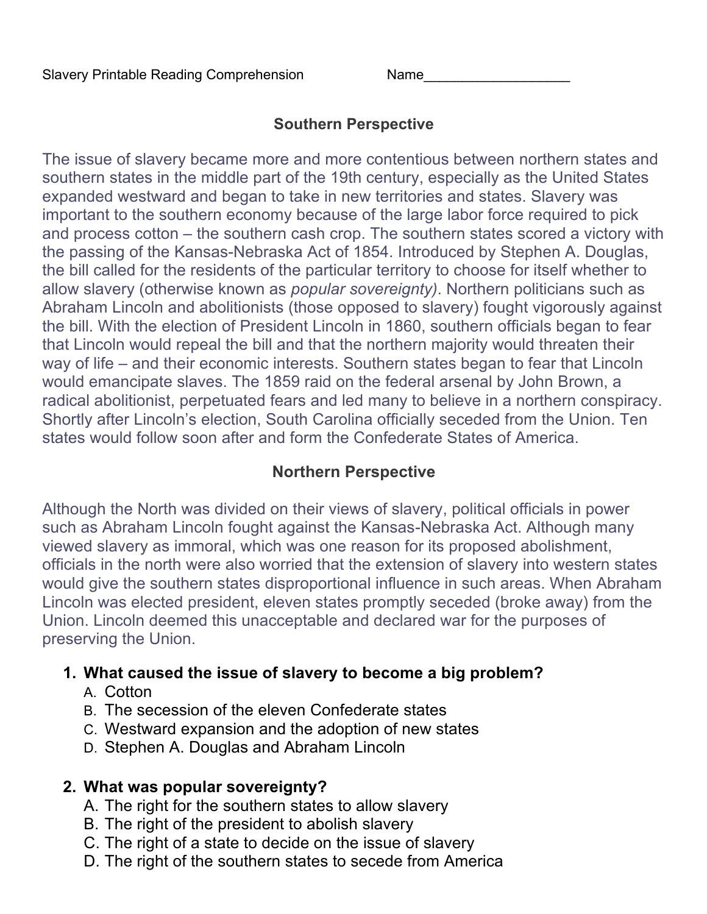Slavery Printable Reading Comprehension Name___________________

## Southern Perspective

The issue of slavery became more and more contentious between northern states and southern states in the middle part of the 19th century, especially as the United States expanded westward and began to take in new territories and states. Slavery was important to the southern economy because of the large labor force required to pick and process cotton – the southern cash crop. The southern states scored a victory with the passing of the Kansas-Nebraska Act of 1854. Introduced by Stephen A. Douglas, the bill called for the residents of the particular territory to choose for itself whether to allow slavery (otherwise known as *popular sovereignty)*. Northern politicians such as Abraham Lincoln and abolitionists (those opposed to slavery) fought vigorously against the bill. With the election of President Lincoln in 1860, southern officials began to fear that Lincoln would repeal the bill and that the northern majority would threaten their way of life – and their economic interests. Southern states began to fear that Lincoln would emancipate slaves. The 1859 raid on the federal arsenal by John Brown, a radical abolitionist, perpetuated fears and led many to believe in a northern conspiracy. Shortly after Lincoln's election, South Carolina officially seceded from the Union. Ten states would follow soon after and form the Confederate States of America.

## Northern Perspective

Although the North was divided on their views of slavery, political officials in power such as Abraham Lincoln fought against the Kansas-Nebraska Act. Although many viewed slavery as immoral, which was one reason for its proposed abolishment, officials in the north were also worried that the extension of slavery into western states would give the southern states disproportional influence in such areas. When Abraham Lincoln was elected president, eleven states promptly seceded (broke away) from the Union. Lincoln deemed this unacceptable and declared war for the purposes of preserving the Union.

1. **What caused the issue of slavery to become a big problem?**
   A. Cotton
   B. The secession of the eleven Confederate states
   C. Westward expansion and the adoption of new states
   D. Stephen A. Douglas and Abraham Lincoln

2. **What was popular sovereignty?**
   A. The right for the southern states to allow slavery
   B. The right of the president to abolish slavery
   C. The right of a state to decide on the issue of slavery
   D. The right of the southern states to secede from America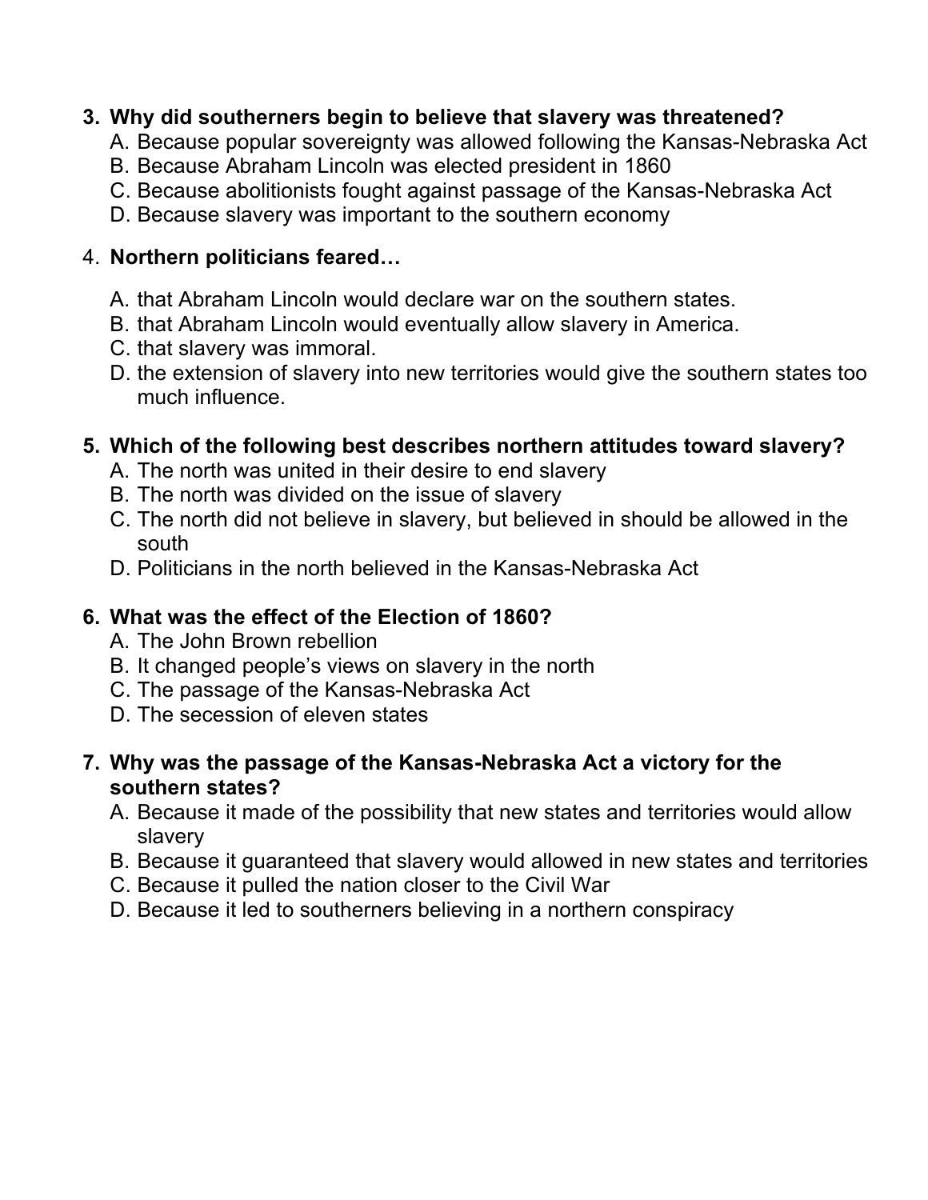3. **Why did southerners begin to believe that slavery was threatened?**
   A. Because popular sovereignty was allowed following the Kansas-Nebraska Act
   B. Because Abraham Lincoln was elected president in 1860
   C. Because abolitionists fought against passage of the Kansas-Nebraska Act
   D. Because slavery was important to the southern economy

4. **Northern politicians feared…**

   A. that Abraham Lincoln would declare war on the southern states.
   B. that Abraham Lincoln would eventually allow slavery in America.
   C. that slavery was immoral.
   D. the extension of slavery into new territories would give the southern states too much influence.

5. **Which of the following best describes northern attitudes toward slavery?**
   A. The north was united in their desire to end slavery
   B. The north was divided on the issue of slavery
   C. The north did not believe in slavery, but believed in should be allowed in the south
   D. Politicians in the north believed in the Kansas-Nebraska Act

6. **What was the effect of the Election of 1860?**
   A. The John Brown rebellion
   B. It changed people's views on slavery in the north
   C. The passage of the Kansas-Nebraska Act
   D. The secession of eleven states

7. **Why was the passage of the Kansas-Nebraska Act a victory for the southern states?**
   A. Because it made of the possibility that new states and territories would allow slavery
   B. Because it guaranteed that slavery would allowed in new states and territories
   C. Because it pulled the nation closer to the Civil War
   D. Because it led to southerners believing in a northern conspiracy